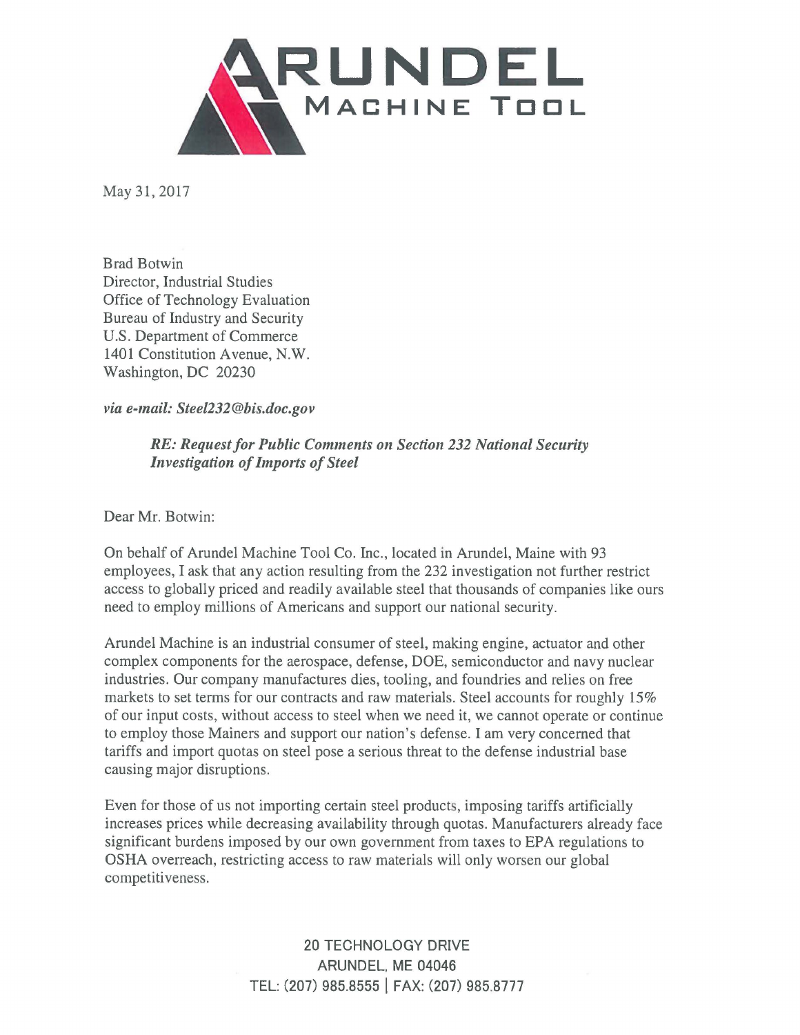**ARUNDEL**
**MACHINE TOOL**

May 31, 2017

Brad Botwin
Director, Industrial Studies
Office of Technology Evaluation
Bureau of Industry and Security
U.S. Department of Commerce
1401 Constitution Avenue, N.W.
Washington, DC 20230

*via e-mail: Steel232@bis.doc.gov*

> ***RE: Request for Public Comments on Section 232 National Security Investigation of Imports of Steel***

Dear Mr. Botwin:

On behalf of Arundel Machine Tool Co. Inc., located in Arundel, Maine with 93 employees, I ask that any action resulting from the 232 investigation not further restrict access to globally priced and readily available steel that thousands of companies like ours need to employ millions of Americans and support our national security.

Arundel Machine is an industrial consumer of steel, making engine, actuator and other complex components for the aerospace, defense, DOE, semiconductor and navy nuclear industries. Our company manufactures dies, tooling, and foundries and relies on free markets to set terms for our contracts and raw materials. Steel accounts for roughly 15% of our input costs, without access to steel when we need it, we cannot operate or continue to employ those Mainers and support our nation's defense. I am very concerned that tariffs and import quotas on steel pose a serious threat to the defense industrial base causing major disruptions.

Even for those of us not importing certain steel products, imposing tariffs artificially increases prices while decreasing availability through quotas. Manufacturers already face significant burdens imposed by our own government from taxes to EPA regulations to OSHA overreach, restricting access to raw materials will only worsen our global competitiveness.

20 TECHNOLOGY DRIVE
ARUNDEL, ME 04046
TEL: (207) 985.8555 | FAX: (207) 985.8777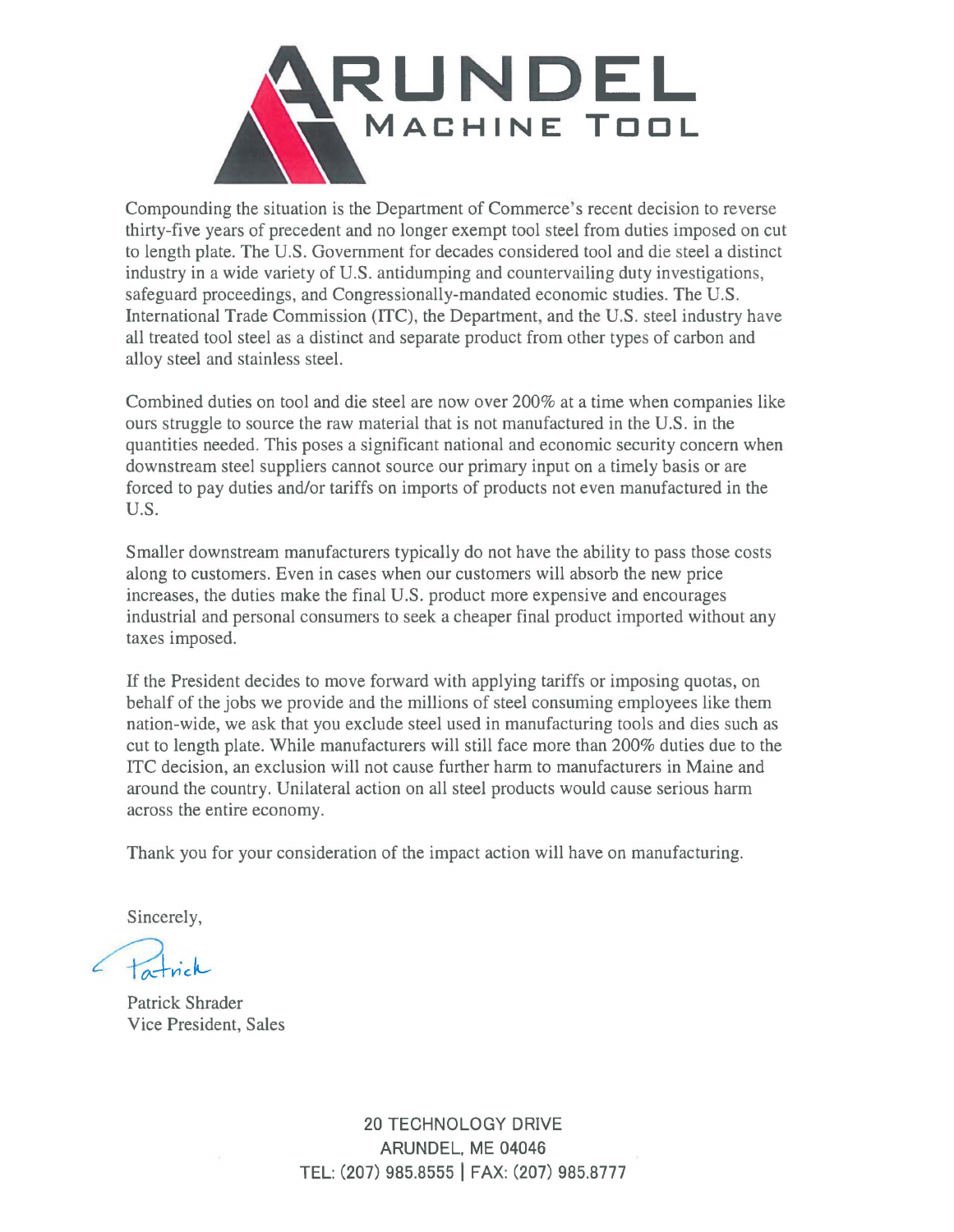# ARUNDEL
## MACHINE TOOL

Compounding the situation is the Department of Commerce's recent decision to reverse thirty-five years of precedent and no longer exempt tool steel from duties imposed on cut to length plate. The U.S. Government for decades considered tool and die steel a distinct industry in a wide variety of U.S. antidumping and countervailing duty investigations, safeguard proceedings, and Congressionally-mandated economic studies. The U.S. International Trade Commission (ITC), the Department, and the U.S. steel industry have all treated tool steel as a distinct and separate product from other types of carbon and alloy steel and stainless steel.

Combined duties on tool and die steel are now over 200% at a time when companies like ours struggle to source the raw material that is not manufactured in the U.S. in the quantities needed. This poses a significant national and economic security concern when downstream steel suppliers cannot source our primary input on a timely basis or are forced to pay duties and/or tariffs on imports of products not even manufactured in the U.S.

Smaller downstream manufacturers typically do not have the ability to pass those costs along to customers. Even in cases when our customers will absorb the new price increases, the duties make the final U.S. product more expensive and encourages industrial and personal consumers to seek a cheaper final product imported without any taxes imposed.

If the President decides to move forward with applying tariffs or imposing quotas, on behalf of the jobs we provide and the millions of steel consuming employees like them nation-wide, we ask that you exclude steel used in manufacturing tools and dies such as cut to length plate. While manufacturers will still face more than 200% duties due to the ITC decision, an exclusion will not cause further harm to manufacturers in Maine and around the country. Unilateral action on all steel products would cause serious harm across the entire economy.

Thank you for your consideration of the impact action will have on manufacturing.

Sincerely,

Patrick

Patrick Shrader
Vice President, Sales

20 TECHNOLOGY DRIVE
ARUNDEL, ME 04046
TEL: (207) 985.8555 | FAX: (207) 985.8777